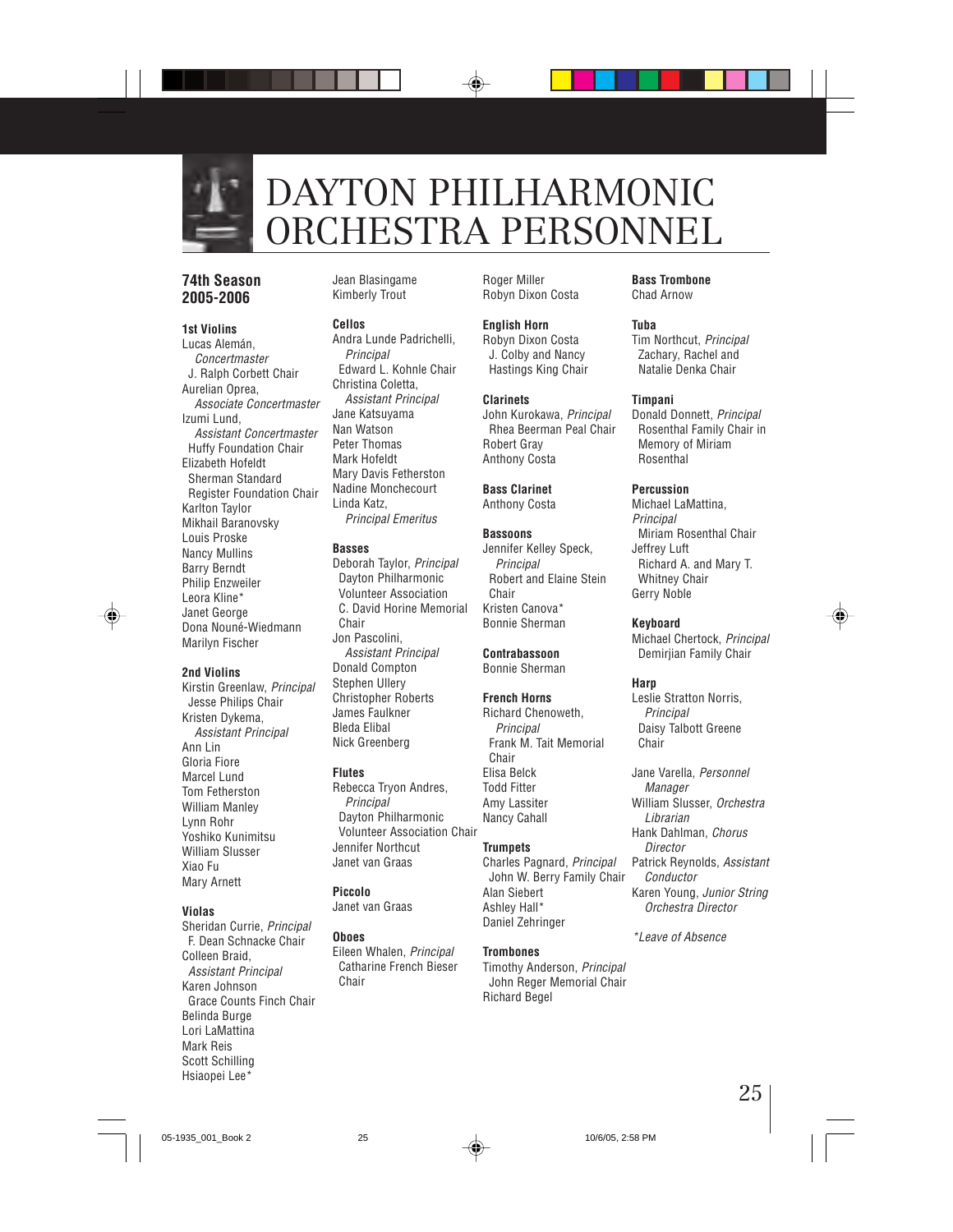# DAYTON PHILHARMONIC ORCHESTRA PERSONNEL

## 74th Season 2005-2006

**1st Violins**
Lucas Alemán, *Concertmaster*
J. Ralph Corbett Chair
Aurelian Oprea, *Associate Concertmaster*
Izumi Lund, *Assistant Concertmaster*
Huffy Foundation Chair
Elizabeth Hofeldt
Sherman Standard Register Foundation Chair
Karlton Taylor
Mikhail Baranovsky
Louis Proske
Nancy Mullins
Barry Berndt
Philip Enzweiler
Leora Kline*
Janet George
Dona Nouné-Wiedmann
Marilyn Fischer

**2nd Violins**
Kirstin Greenlaw, *Principal*
Jesse Philips Chair
Kristen Dykema, *Assistant Principal*
Ann Lin
Gloria Fiore
Marcel Lund
Tom Fetherston
William Manley
Lynn Rohr
Yoshiko Kunimitsu
William Slusser
Xiao Fu
Mary Arnett

**Violas**
Sheridan Currie, *Principal*
F. Dean Schnacke Chair
Colleen Braid, *Assistant Principal*
Karen Johnson
Grace Counts Finch Chair
Belinda Burge
Lori LaMattina
Mark Reis
Scott Schilling
Hsiaopei Lee*
Jean Blasingame
Kimberly Trout

**Cellos**
Andra Lunde Padrichelli, *Principal*
Edward L. Kohnle Chair
Christina Coletta, *Assistant Principal*
Jane Katsuyama
Nan Watson
Peter Thomas
Mark Hofeldt
Mary Davis Fetherston
Nadine Monchecourt
Linda Katz, *Principal Emeritus*

**Basses**
Deborah Taylor, *Principal*
Dayton Philharmonic Volunteer Association C. David Horine Memorial Chair
Jon Pascolini, *Assistant Principal*
Donald Compton
Stephen Ullery
Christopher Roberts
James Faulkner
Bleda Elibal
Nick Greenberg

**Flutes**
Rebecca Tryon Andres, *Principal*
Dayton Philharmonic Volunteer Association Chair
Jennifer Northcut
Janet van Graas

**Piccolo**
Janet van Graas

**Oboes**
Eileen Whalen, *Principal*
Catharine French Bieser Chair
Roger Miller
Robyn Dixon Costa

**English Horn**
Robyn Dixon Costa
J. Colby and Nancy Hastings King Chair

**Clarinets**
John Kurokawa, *Principal*
Rhea Beerman Peal Chair
Robert Gray
Anthony Costa

**Bass Clarinet**
Anthony Costa

**Bassoons**
Jennifer Kelley Speck, *Principal*
Robert and Elaine Stein Chair
Kristen Canova*
Bonnie Sherman

**Contrabassoon**
Bonnie Sherman

**French Horns**
Richard Chenoweth, *Principal*
Frank M. Tait Memorial Chair
Elisa Belck
Todd Fitter
Amy Lassiter
Nancy Cahall

**Trumpets**
Charles Pagnard, *Principal*
John W. Berry Family Chair
Alan Siebert
Ashley Hall*
Daniel Zehringer

**Trombones**
Timothy Anderson, *Principal*
John Reger Memorial Chair
Richard Begel

**Bass Trombone**
Chad Arnow

**Tuba**
Tim Northcut, *Principal*
Zachary, Rachel and Natalie Denka Chair

**Timpani**
Donald Donnett, *Principal*
Rosenthal Family Chair in Memory of Miriam Rosenthal

**Percussion**
Michael LaMattina, *Principal*
Miriam Rosenthal Chair
Jeffrey Luft
Richard A. and Mary T. Whitney Chair
Gerry Noble

**Keyboard**
Michael Chertock, *Principal*
Demirjian Family Chair

**Harp**
Leslie Stratton Norris, *Principal*
Daisy Talbott Greene Chair

Jane Varella, *Personnel Manager*
William Slusser, *Orchestra Librarian*
Hank Dahlman, *Chorus Director*
Patrick Reynolds, *Assistant Conductor*
Karen Young, *Junior String Orchestra Director*

*\*Leave of Absence*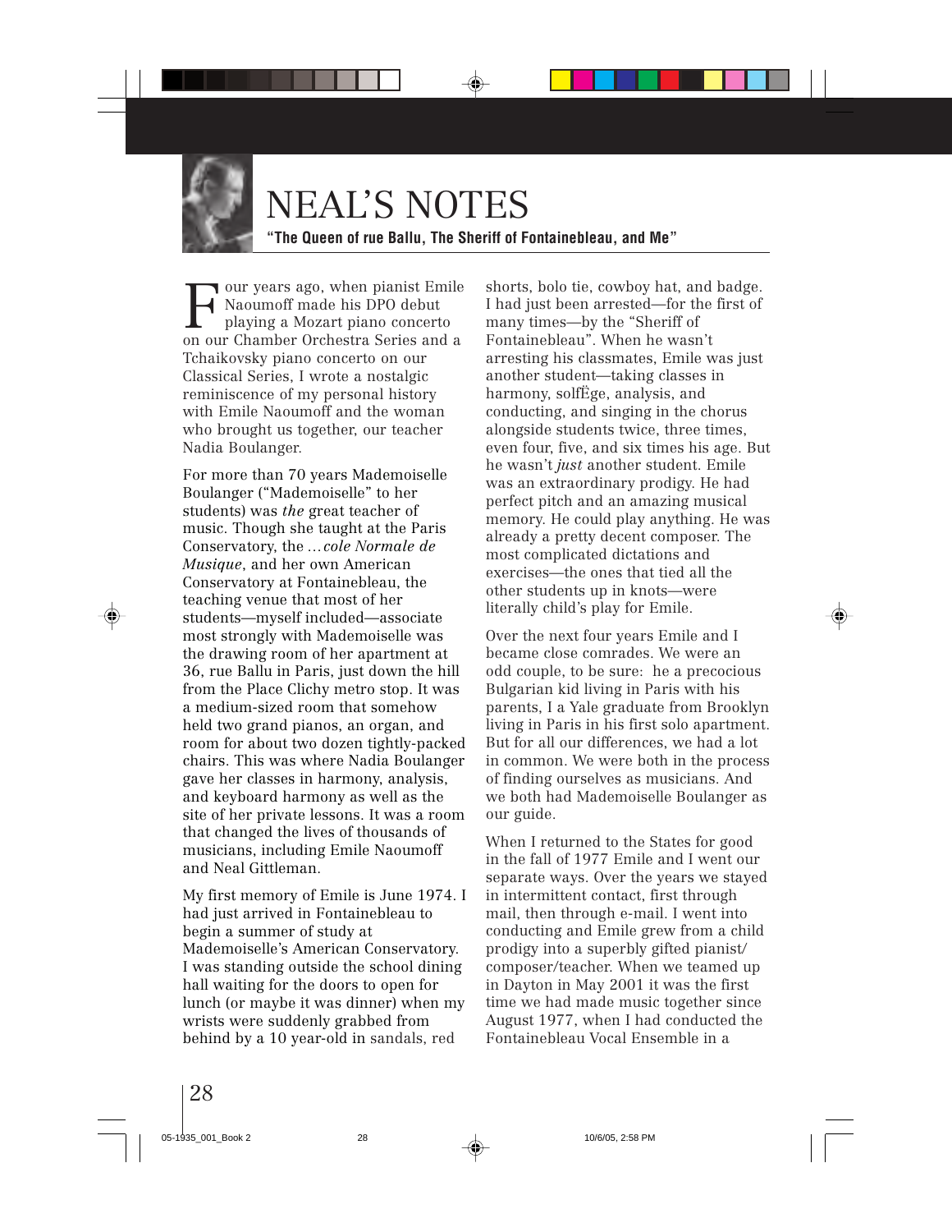# NEAL'S NOTES

**"The Queen of rue Ballu, The Sheriff of Fontainebleau, and Me"**

Four years ago, when pianist Emile Naoumoff made his DPO debut playing a Mozart piano concerto on our Chamber Orchestra Series and a Tchaikovsky piano concerto on our Classical Series, I wrote a nostalgic reminiscence of my personal history with Emile Naoumoff and the woman who brought us together, our teacher Nadia Boulanger.

For more than 70 years Mademoiselle Boulanger ("Mademoiselle" to her students) was *the* great teacher of music. Though she taught at the Paris Conservatory, the *…cole Normale de Musique*, and her own American Conservatory at Fontainebleau, the teaching venue that most of her students—myself included—associate most strongly with Mademoiselle was the drawing room of her apartment at 36, rue Ballu in Paris, just down the hill from the Place Clichy metro stop. It was a medium-sized room that somehow held two grand pianos, an organ, and room for about two dozen tightly-packed chairs. This was where Nadia Boulanger gave her classes in harmony, analysis, and keyboard harmony as well as the site of her private lessons. It was a room that changed the lives of thousands of musicians, including Emile Naoumoff and Neal Gittleman.

My first memory of Emile is June 1974. I had just arrived in Fontainebleau to begin a summer of study at Mademoiselle's American Conservatory. I was standing outside the school dining hall waiting for the doors to open for lunch (or maybe it was dinner) when my wrists were suddenly grabbed from behind by a 10 year-old in sandals, red shorts, bolo tie, cowboy hat, and badge. I had just been arrested—for the first of many times—by the "Sheriff of Fontainebleau". When he wasn't arresting his classmates, Emile was just another student—taking classes in harmony, solfËge, analysis, and conducting, and singing in the chorus alongside students twice, three times, even four, five, and six times his age. But he wasn't *just* another student. Emile was an extraordinary prodigy. He had perfect pitch and an amazing musical memory. He could play anything. He was already a pretty decent composer. The most complicated dictations and exercises—the ones that tied all the other students up in knots—were literally child's play for Emile.

Over the next four years Emile and I became close comrades. We were an odd couple, to be sure: he a precocious Bulgarian kid living in Paris with his parents, I a Yale graduate from Brooklyn living in Paris in his first solo apartment. But for all our differences, we had a lot in common. We were both in the process of finding ourselves as musicians. And we both had Mademoiselle Boulanger as our guide.

When I returned to the States for good in the fall of 1977 Emile and I went our separate ways. Over the years we stayed in intermittent contact, first through mail, then through e-mail. I went into conducting and Emile grew from a child prodigy into a superbly gifted pianist/composer/teacher. When we teamed up in Dayton in May 2001 it was the first time we had made music together since August 1977, when I had conducted the Fontainebleau Vocal Ensemble in a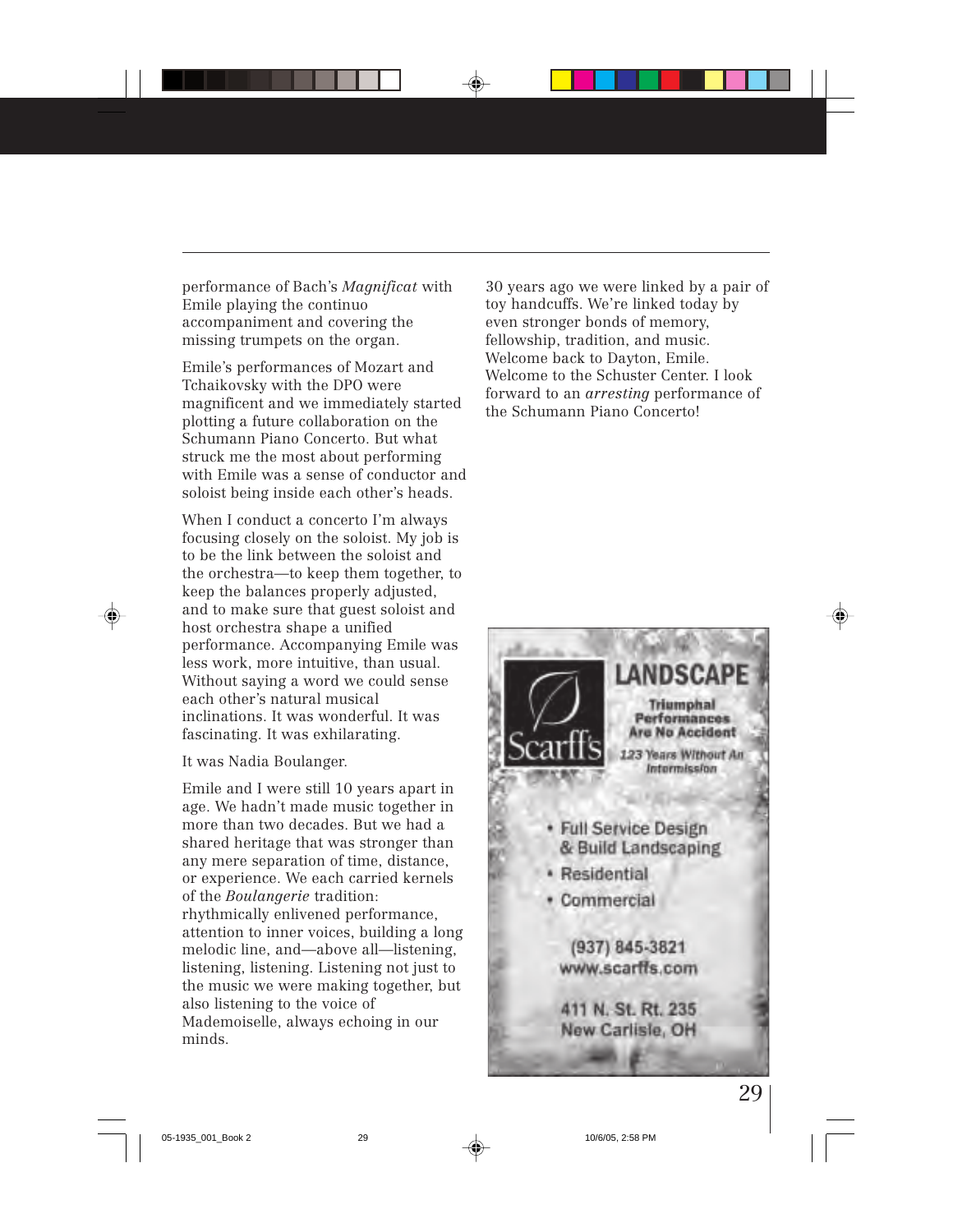performance of Bach's *Magnificat* with Emile playing the continuo accompaniment and covering the missing trumpets on the organ.

Emile's performances of Mozart and Tchaikovsky with the DPO were magnificent and we immediately started plotting a future collaboration on the Schumann Piano Concerto. But what struck me the most about performing with Emile was a sense of conductor and soloist being inside each other's heads.

When I conduct a concerto I'm always focusing closely on the soloist. My job is to be the link between the soloist and the orchestra—to keep them together, to keep the balances properly adjusted, and to make sure that guest soloist and host orchestra shape a unified performance. Accompanying Emile was less work, more intuitive, than usual. Without saying a word we could sense each other's natural musical inclinations. It was wonderful. It was fascinating. It was exhilarating.

It was Nadia Boulanger.

Emile and I were still 10 years apart in age. We hadn't made music together in more than two decades. But we had a shared heritage that was stronger than any mere separation of time, distance, or experience. We each carried kernels of the *Boulangerie* tradition: rhythmically enlivened performance, attention to inner voices, building a long melodic line, and—above all—listening, listening, listening. Listening not just to the music we were making together, but also listening to the voice of Mademoiselle, always echoing in our minds.

30 years ago we were linked by a pair of toy handcuffs. We're linked today by even stronger bonds of memory, fellowship, tradition, and music. Welcome back to Dayton, Emile. Welcome to the Schuster Center. I look forward to an *arresting* performance of the Schumann Piano Concerto!

Scarff's

**LANDSCAPE**

Triumphal Performances Are No Accident

*123 Years Without An Intermission*

- Full Service Design & Build Landscaping
- Residential
- Commercial

(937) 845-3821
www.scarffs.com

411 N. St. Rt. 235
New Carlisle, OH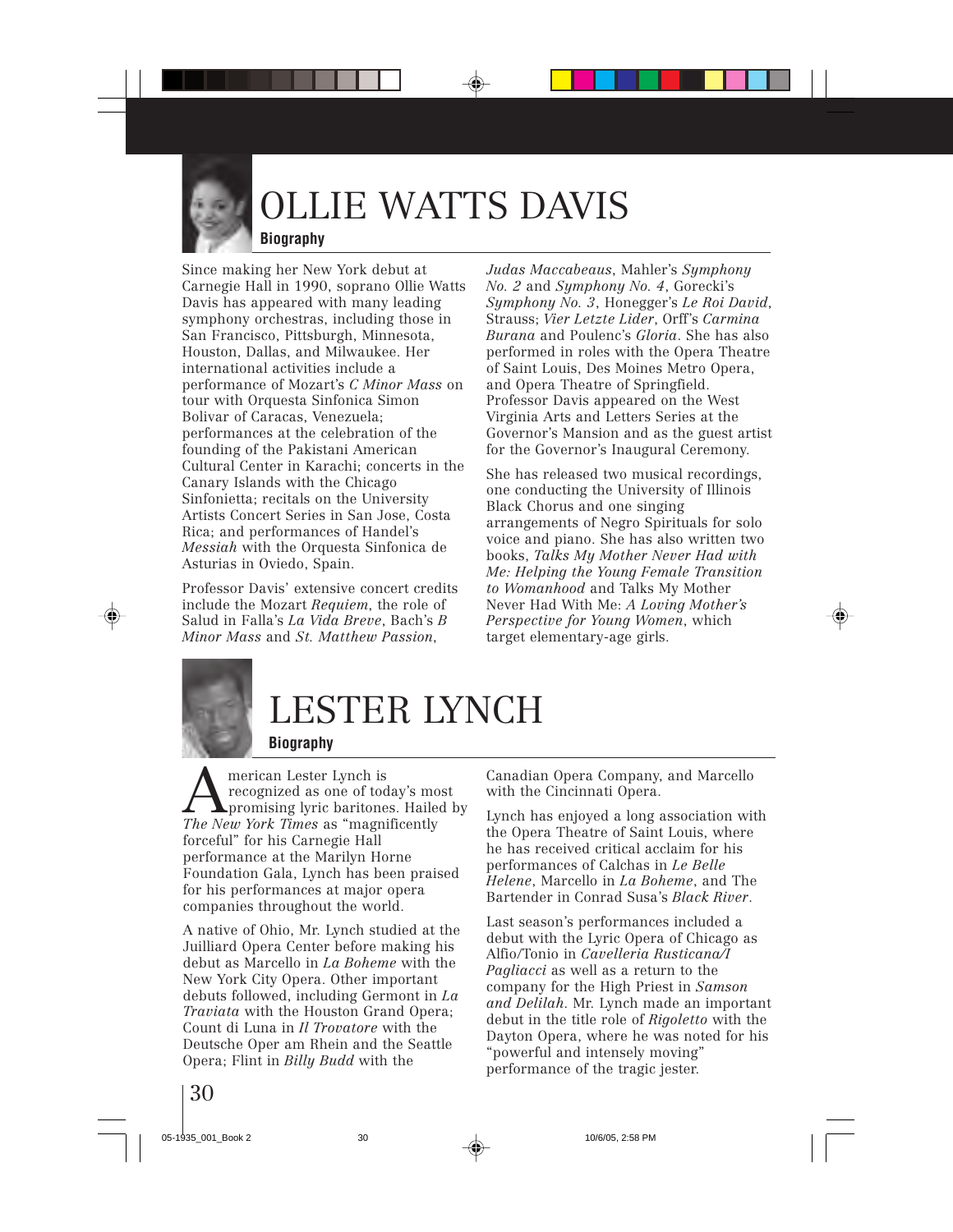# OLLIE WATTS DAVIS

**Biography**

Since making her New York debut at Carnegie Hall in 1990, soprano Ollie Watts Davis has appeared with many leading symphony orchestras, including those in San Francisco, Pittsburgh, Minnesota, Houston, Dallas, and Milwaukee. Her international activities include a performance of Mozart's *C Minor Mass* on tour with Orquesta Sinfonica Simon Bolivar of Caracas, Venezuela; performances at the celebration of the founding of the Pakistani American Cultural Center in Karachi; concerts in the Canary Islands with the Chicago Sinfonietta; recitals on the University Artists Concert Series in San Jose, Costa Rica; and performances of Handel's *Messiah* with the Orquesta Sinfonica de Asturias in Oviedo, Spain.

Professor Davis' extensive concert credits include the Mozart *Requiem*, the role of Salud in Falla's *La Vida Breve*, Bach's *B Minor Mass* and *St. Matthew Passion*, *Judas Maccabeaus*, Mahler's *Symphony No. 2* and *Symphony No. 4*, Gorecki's *Symphony No. 3*, Honegger's *Le Roi David*, Strauss; *Vier Letzte Lider*, Orff's *Carmina Burana* and Poulenc's *Gloria*. She has also performed in roles with the Opera Theatre of Saint Louis, Des Moines Metro Opera, and Opera Theatre of Springfield. Professor Davis appeared on the West Virginia Arts and Letters Series at the Governor's Mansion and as the guest artist for the Governor's Inaugural Ceremony.

She has released two musical recordings, one conducting the University of Illinois Black Chorus and one singing arrangements of Negro Spirituals for solo voice and piano. She has also written two books, *Talks My Mother Never Had with Me: Helping the Young Female Transition to Womanhood* and Talks My Mother Never Had With Me: *A Loving Mother's Perspective for Young Women*, which target elementary-age girls.

# LESTER LYNCH

**Biography**

American Lester Lynch is recognized as one of today's most promising lyric baritones. Hailed by *The New York Times* as "magnificently forceful" for his Carnegie Hall performance at the Marilyn Horne Foundation Gala, Lynch has been praised for his performances at major opera companies throughout the world.

A native of Ohio, Mr. Lynch studied at the Juilliard Opera Center before making his debut as Marcello in *La Boheme* with the New York City Opera. Other important debuts followed, including Germont in *La Traviata* with the Houston Grand Opera; Count di Luna in *Il Trovatore* with the Deutsche Oper am Rhein and the Seattle Opera; Flint in *Billy Budd* with the Canadian Opera Company, and Marcello with the Cincinnati Opera.

Lynch has enjoyed a long association with the Opera Theatre of Saint Louis, where he has received critical acclaim for his performances of Calchas in *Le Belle Helene*, Marcello in *La Boheme*, and The Bartender in Conrad Susa's *Black River*.

Last season's performances included a debut with the Lyric Opera of Chicago as Alfio/Tonio in *Cavelleria Rusticana/I Pagliacci* as well as a return to the company for the High Priest in *Samson and Delilah*. Mr. Lynch made an important debut in the title role of *Rigoletto* with the Dayton Opera, where he was noted for his "powerful and intensely moving" performance of the tragic jester.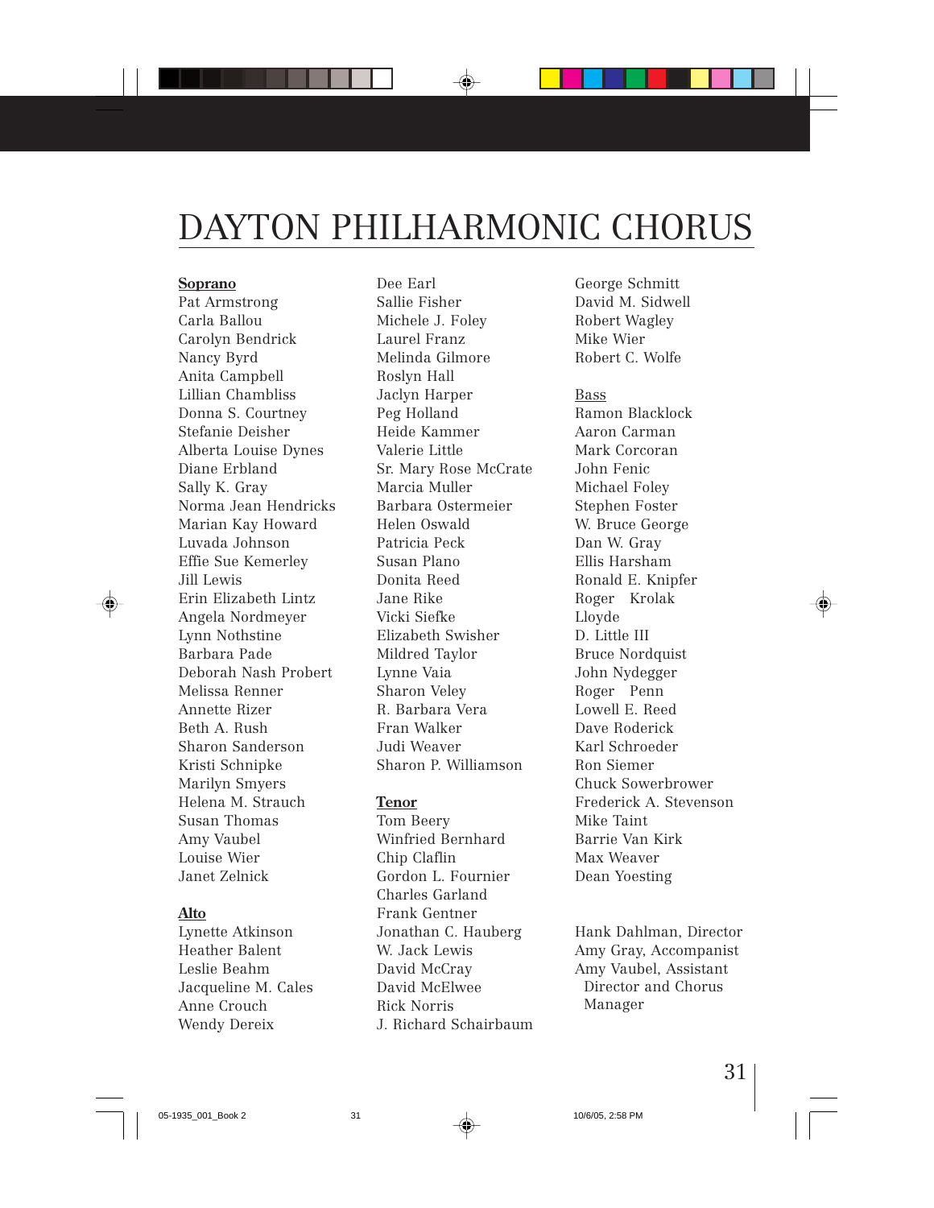# DAYTON PHILHARMONIC CHORUS

**Soprano**
Pat Armstrong
Carla Ballou
Carolyn Bendrick
Nancy Byrd
Anita Campbell
Lillian Chambliss
Donna S. Courtney
Stefanie Deisher
Alberta Louise Dynes
Diane Erbland
Sally K. Gray
Norma Jean Hendricks
Marian Kay Howard
Luvada Johnson
Effie Sue Kemerley
Jill Lewis
Erin Elizabeth Lintz
Angela Nordmeyer
Lynn Nothstine
Barbara Pade
Deborah Nash Probert
Melissa Renner
Annette Rizer
Beth A. Rush
Sharon Sanderson
Kristi Schnipke
Marilyn Smyers
Helena M. Strauch
Susan Thomas
Amy Vaubel
Louise Wier
Janet Zelnick

**Alto**
Lynette Atkinson
Heather Balent
Leslie Beahm
Jacqueline M. Cales
Anne Crouch
Wendy Dereix
Dee Earl
Sallie Fisher
Michele J. Foley
Laurel Franz
Melinda Gilmore
Roslyn Hall
Jaclyn Harper
Peg Holland
Heide Kammer
Valerie Little
Sr. Mary Rose McCrate
Marcia Muller
Barbara Ostermeier
Helen Oswald
Patricia Peck
Susan Plano
Donita Reed
Jane Rike
Vicki Siefke
Elizabeth Swisher
Mildred Taylor
Lynne Vaia
Sharon Veley
R. Barbara Vera
Fran Walker
Judi Weaver
Sharon P. Williamson

**Tenor**
Tom Beery
Winfried Bernhard
Chip Claflin
Gordon L. Fournier
Charles Garland
Frank Gentner
Jonathan C. Hauberg
W. Jack Lewis
David McCray
David McElwee
Rick Norris
J. Richard Schairbaum
George Schmitt
David M. Sidwell
Robert Wagley
Mike Wier
Robert C. Wolfe

Bass
Ramon Blacklock
Aaron Carman
Mark Corcoran
John Fenic
Michael Foley
Stephen Foster
W. Bruce George
Dan W. Gray
Ellis Harsham
Ronald E. Knipfer
Roger Krolak
Lloyde
D. Little III
Bruce Nordquist
John Nydegger
Roger Penn
Lowell E. Reed
Dave Roderick
Karl Schroeder
Ron Siemer
Chuck Sowerbrower
Frederick A. Stevenson
Mike Taint
Barrie Van Kirk
Max Weaver
Dean Yoesting

Hank Dahlman, Director
Amy Gray, Accompanist
Amy Vaubel, Assistant Director and Chorus Manager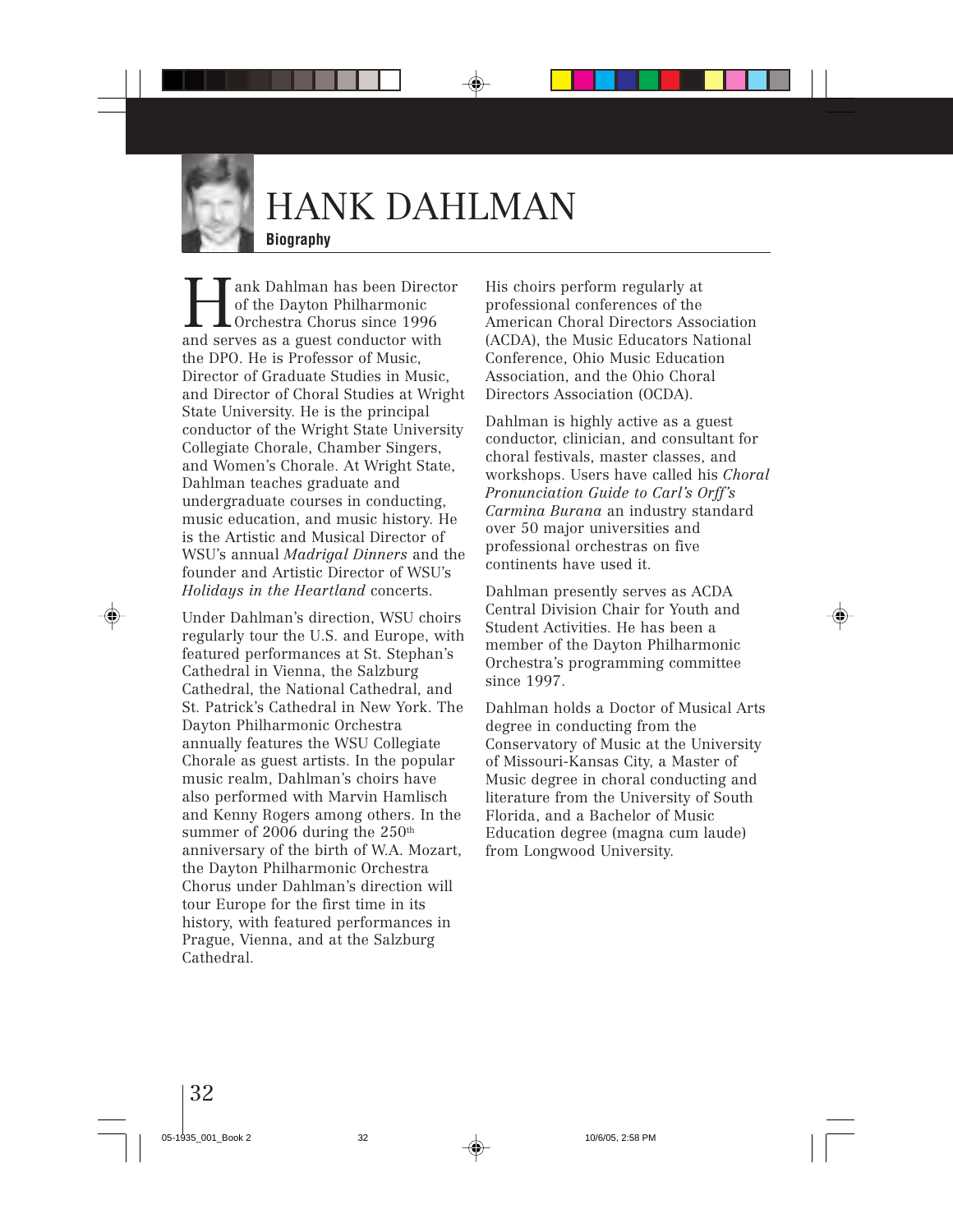# HANK DAHLMAN

**Biography**

Hank Dahlman has been Director of the Dayton Philharmonic Orchestra Chorus since 1996 and serves as a guest conductor with the DPO. He is Professor of Music, Director of Graduate Studies in Music, and Director of Choral Studies at Wright State University. He is the principal conductor of the Wright State University Collegiate Chorale, Chamber Singers, and Women's Chorale. At Wright State, Dahlman teaches graduate and undergraduate courses in conducting, music education, and music history. He is the Artistic and Musical Director of WSU's annual *Madrigal Dinners* and the founder and Artistic Director of WSU's *Holidays in the Heartland* concerts.

Under Dahlman's direction, WSU choirs regularly tour the U.S. and Europe, with featured performances at St. Stephan's Cathedral in Vienna, the Salzburg Cathedral, the National Cathedral, and St. Patrick's Cathedral in New York. The Dayton Philharmonic Orchestra annually features the WSU Collegiate Chorale as guest artists. In the popular music realm, Dahlman's choirs have also performed with Marvin Hamlisch and Kenny Rogers among others. In the summer of 2006 during the 250th anniversary of the birth of W.A. Mozart, the Dayton Philharmonic Orchestra Chorus under Dahlman's direction will tour Europe for the first time in its history, with featured performances in Prague, Vienna, and at the Salzburg Cathedral.

His choirs perform regularly at professional conferences of the American Choral Directors Association (ACDA), the Music Educators National Conference, Ohio Music Education Association, and the Ohio Choral Directors Association (OCDA).

Dahlman is highly active as a guest conductor, clinician, and consultant for choral festivals, master classes, and workshops. Users have called his *Choral Pronunciation Guide to Carl's Orff's Carmina Burana* an industry standard over 50 major universities and professional orchestras on five continents have used it.

Dahlman presently serves as ACDA Central Division Chair for Youth and Student Activities. He has been a member of the Dayton Philharmonic Orchestra's programming committee since 1997.

Dahlman holds a Doctor of Musical Arts degree in conducting from the Conservatory of Music at the University of Missouri-Kansas City, a Master of Music degree in choral conducting and literature from the University of South Florida, and a Bachelor of Music Education degree (magna cum laude) from Longwood University.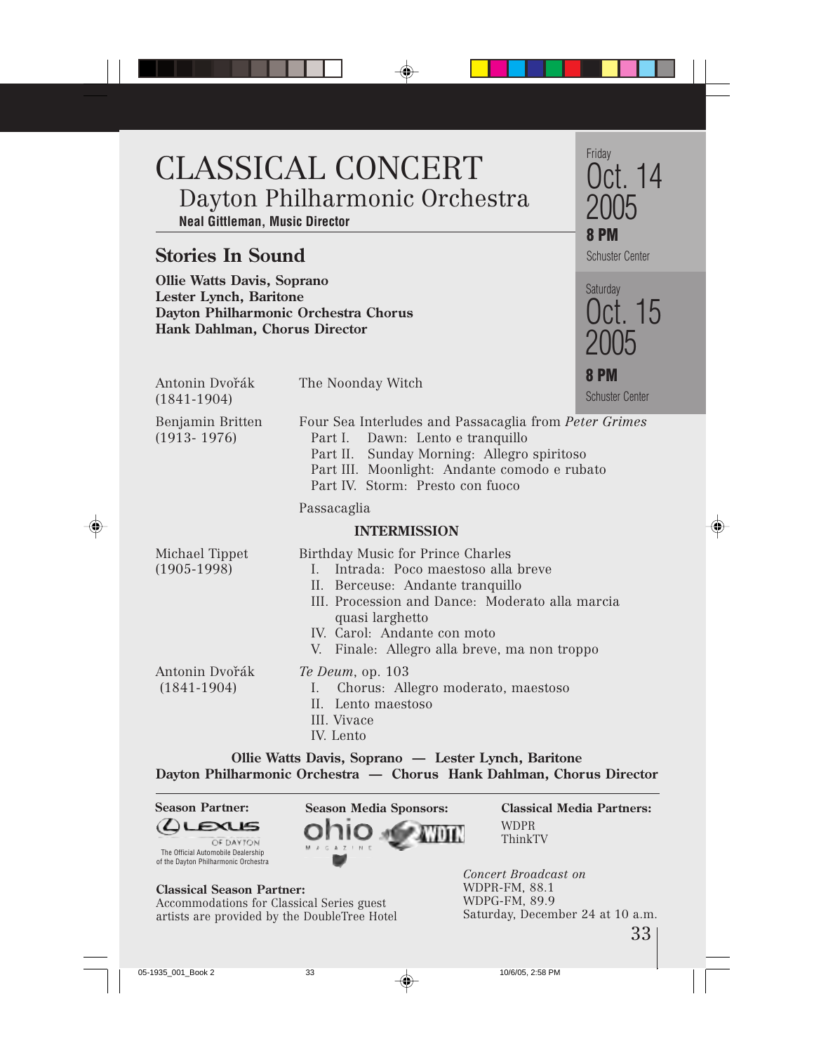# CLASSICAL CONCERT

## Dayton Philharmonic Orchestra

**Neal Gittleman, Music Director**

Friday
Oct. 14
2005
**8 PM**
Schuster Center

Saturday
Oct. 15
2005
**8 PM**
Schuster Center

## Stories In Sound

**Ollie Watts Davis, Soprano**
**Lester Lynch, Baritone**
**Dayton Philharmonic Orchestra Chorus**
**Hank Dahlman, Chorus Director**

Antonin Dvořák (1841-1904) — The Noonday Witch

Benjamin Britten (1913- 1976) — Four Sea Interludes and Passacaglia from *Peter Grimes*

- Part I. Dawn: Lento e tranquillo
- Part II. Sunday Morning: Allegro spiritoso
- Part III. Moonlight: Andante comodo e rubato
- Part IV. Storm: Presto con fuoco

Passacaglia

**INTERMISSION**

Michael Tippet (1905-1998) — Birthday Music for Prince Charles

- I. Intrada: Poco maestoso alla breve
- II. Berceuse: Andante tranquillo
- III. Procession and Dance: Moderato alla marcia quasi larghetto
- IV. Carol: Andante con moto
- V. Finale: Allegro alla breve, ma non troppo

Antonin Dvořák (1841-1904) — *Te Deum*, op. 103

- I. Chorus: Allegro moderato, maestoso
- II. Lento maestoso
- III. Vivace
- IV. Lento

**Ollie Watts Davis, Soprano — Lester Lynch, Baritone**
**Dayton Philharmonic Orchestra — Chorus Hank Dahlman, Chorus Director**

**Season Partner:**
LEXUS OF DAYTON
The Official Automobile Dealership of the Dayton Philharmonic Orchestra

**Season Media Sponsors:**
ohio MAGAZINE
WDTN

**Classical Media Partners:**
WDPR
ThinkTV

**Classical Season Partner:**
Accommodations for Classical Series guest artists are provided by the DoubleTree Hotel

*Concert Broadcast on*
WDPR-FM, 88.1
WDPG-FM, 89.9
Saturday, December 24 at 10 a.m.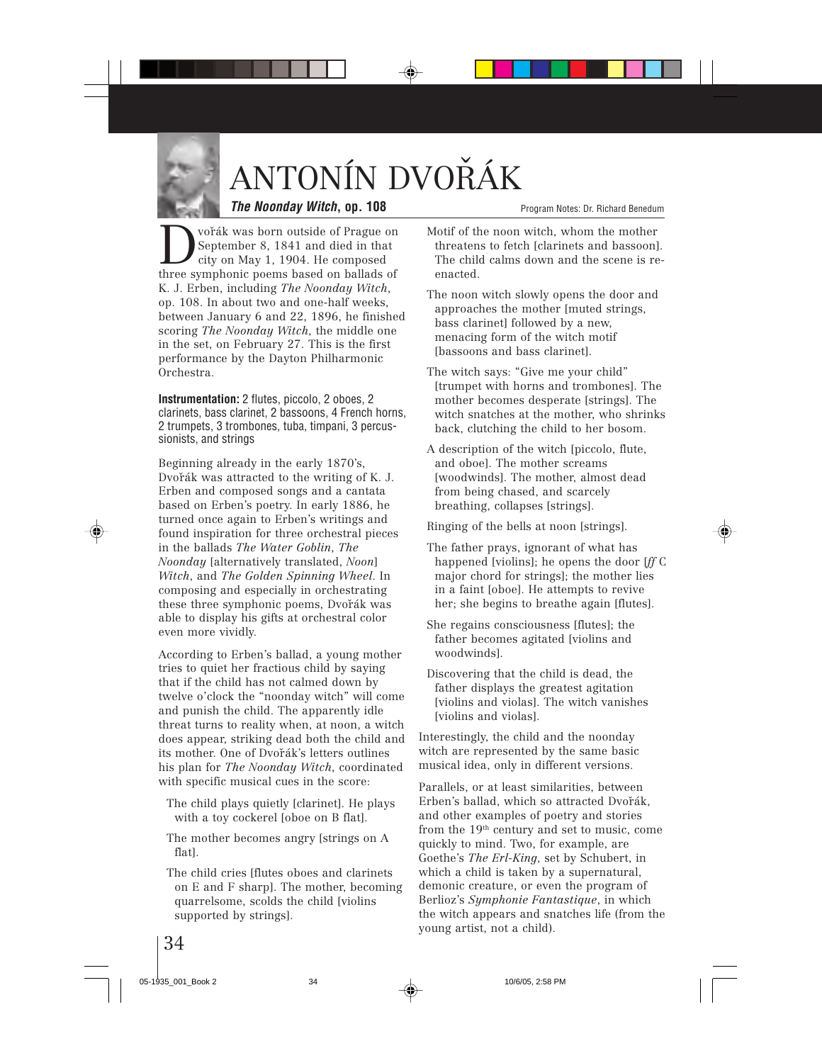# ANTONÍN DVOŘÁK

***The Noonday Witch*, op. 108**

Program Notes: Dr. Richard Benedum

Dvořák was born outside of Prague on September 8, 1841 and died in that city on May 1, 1904. He composed three symphonic poems based on ballads of K. J. Erben, including *The Noonday Witch*, op. 108. In about two and one-half weeks, between January 6 and 22, 1896, he finished scoring *The Noonday Witch*, the middle one in the set, on February 27. This is the first performance by the Dayton Philharmonic Orchestra.

**Instrumentation:** 2 flutes, piccolo, 2 oboes, 2 clarinets, bass clarinet, 2 bassoons, 4 French horns, 2 trumpets, 3 trombones, tuba, timpani, 3 percussionists, and strings

Beginning already in the early 1870's, Dvořák was attracted to the writing of K. J. Erben and composed songs and a cantata based on Erben's poetry. In early 1886, he turned once again to Erben's writings and found inspiration for three orchestral pieces in the ballads *The Water Goblin*, *The Noonday* [alternatively translated, *Noon*] *Witch*, and *The Golden Spinning Wheel*. In composing and especially in orchestrating these three symphonic poems, Dvořák was able to display his gifts at orchestral color even more vividly.

According to Erben's ballad, a young mother tries to quiet her fractious child by saying that if the child has not calmed down by twelve o'clock the "noonday witch" will come and punish the child. The apparently idle threat turns to reality when, at noon, a witch does appear, striking dead both the child and its mother. One of Dvořák's letters outlines his plan for *The Noonday Witch*, coordinated with specific musical cues in the score:

The child plays quietly [clarinet]. He plays with a toy cockerel [oboe on B flat].

The mother becomes angry [strings on A flat].

The child cries [flutes oboes and clarinets on E and F sharp]. The mother, becoming quarrelsome, scolds the child [violins supported by strings].

Motif of the noon witch, whom the mother threatens to fetch [clarinets and bassoon]. The child calms down and the scene is re-enacted.

The noon witch slowly opens the door and approaches the mother [muted strings, bass clarinet] followed by a new, menacing form of the witch motif [bassoons and bass clarinet].

The witch says: "Give me your child" [trumpet with horns and trombones]. The mother becomes desperate [strings]. The witch snatches at the mother, who shrinks back, clutching the child to her bosom.

A description of the witch [piccolo, flute, and oboe]. The mother screams [woodwinds]. The mother, almost dead from being chased, and scarcely breathing, collapses [strings].

Ringing of the bells at noon [strings].

The father prays, ignorant of what has happened [violins]; he opens the door [*ff* C major chord for strings]; the mother lies in a faint [oboe]. He attempts to revive her; she begins to breathe again [flutes].

She regains consciousness [flutes]; the father becomes agitated [violins and woodwinds].

Discovering that the child is dead, the father displays the greatest agitation [violins and violas]. The witch vanishes [violins and violas].

Interestingly, the child and the noonday witch are represented by the same basic musical idea, only in different versions.

Parallels, or at least similarities, between Erben's ballad, which so attracted Dvořák, and other examples of poetry and stories from the 19th century and set to music, come quickly to mind. Two, for example, are Goethe's *The Erl-King*, set by Schubert, in which a child is taken by a supernatural, demonic creature, or even the program of Berlioz's *Symphonie Fantastique*, in which the witch appears and snatches life (from the young artist, not a child).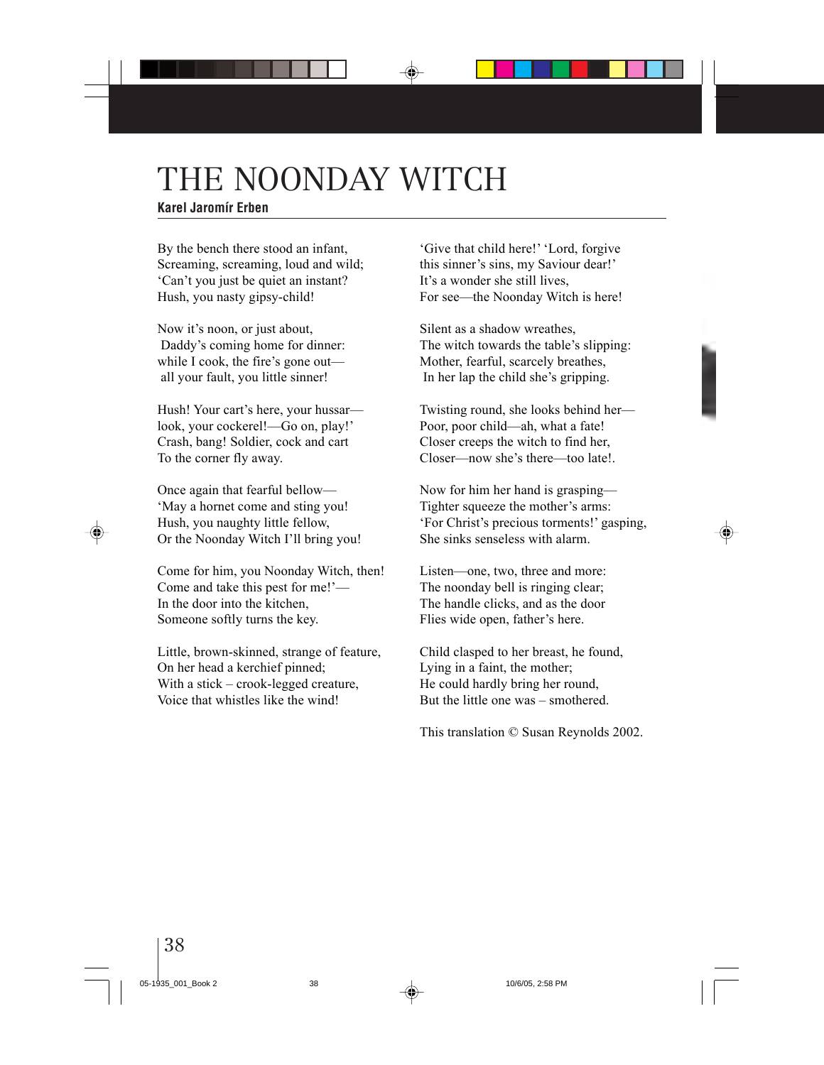# THE NOONDAY WITCH

**Karel Jaromír Erben**

By the bench there stood an infant,
Screaming, screaming, loud and wild;
'Can't you just be quiet an instant?
Hush, you nasty gipsy-child!

Now it's noon, or just about,
Daddy's coming home for dinner:
while I cook, the fire's gone out—
all your fault, you little sinner!

Hush! Your cart's here, your hussar—
look, your cockerel!—Go on, play!'
Crash, bang! Soldier, cock and cart
To the corner fly away.

Once again that fearful bellow—
'May a hornet come and sting you!
Hush, you naughty little fellow,
Or the Noonday Witch I'll bring you!

Come for him, you Noonday Witch, then!
Come and take this pest for me!'—
In the door into the kitchen,
Someone softly turns the key.

Little, brown-skinned, strange of feature,
On her head a kerchief pinned;
With a stick – crook-legged creature,
Voice that whistles like the wind!

'Give that child here!' 'Lord, forgive
this sinner's sins, my Saviour dear!'
It's a wonder she still lives,
For see—the Noonday Witch is here!

Silent as a shadow wreathes,
The witch towards the table's slipping:
Mother, fearful, scarcely breathes,
In her lap the child she's gripping.

Twisting round, she looks behind her—
Poor, poor child—ah, what a fate!
Closer creeps the witch to find her,
Closer—now she's there—too late!.

Now for him her hand is grasping—
Tighter squeeze the mother's arms:
'For Christ's precious torments!' gasping,
She sinks senseless with alarm.

Listen—one, two, three and more:
The noonday bell is ringing clear;
The handle clicks, and as the door
Flies wide open, father's here.

Child clasped to her breast, he found,
Lying in a faint, the mother;
He could hardly bring her round,
But the little one was – smothered.

This translation © Susan Reynolds 2002.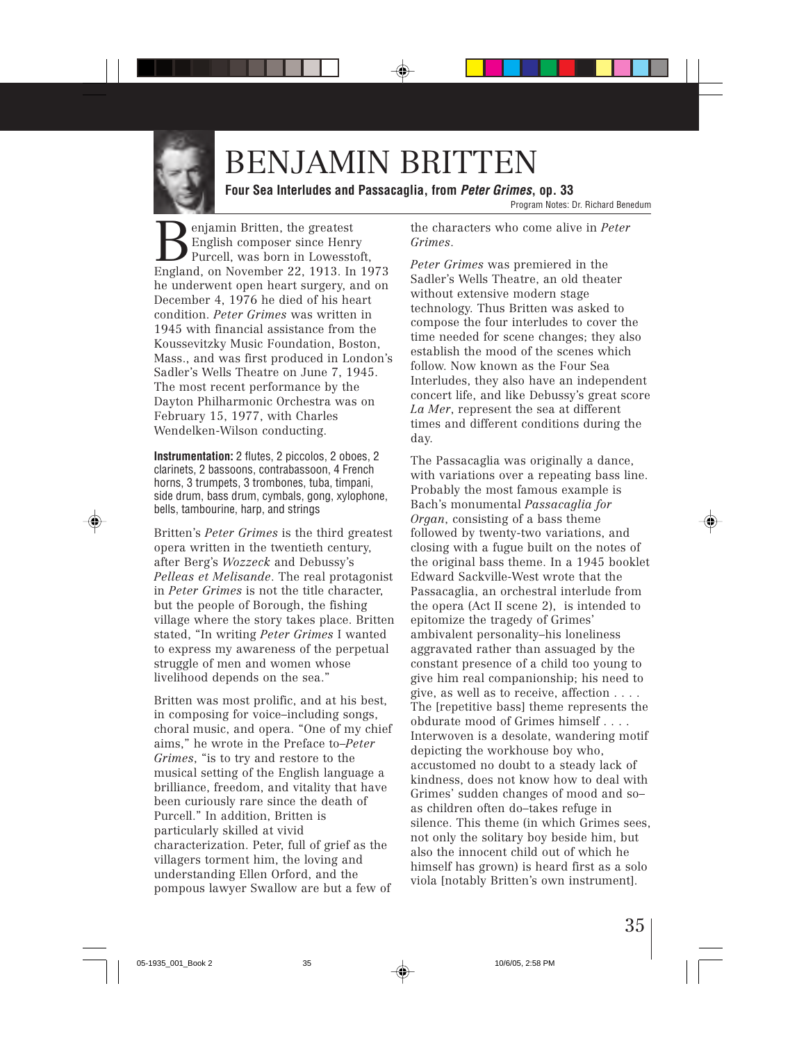# BENJAMIN BRITTEN

**Four Sea Interludes and Passacaglia, from *Peter Grimes*, op. 33**

Program Notes: Dr. Richard Benedum

Benjamin Britten, the greatest English composer since Henry Purcell, was born in Lowesstoft, England, on November 22, 1913. In 1973 he underwent open heart surgery, and on December 4, 1976 he died of his heart condition. *Peter Grimes* was written in 1945 with financial assistance from the Koussevitzky Music Foundation, Boston, Mass., and was first produced in London's Sadler's Wells Theatre on June 7, 1945. The most recent performance by the Dayton Philharmonic Orchestra was on February 15, 1977, with Charles Wendelken-Wilson conducting.

**Instrumentation:** 2 flutes, 2 piccolos, 2 oboes, 2 clarinets, 2 bassoons, contrabassoon, 4 French horns, 3 trumpets, 3 trombones, tuba, timpani, side drum, bass drum, cymbals, gong, xylophone, bells, tambourine, harp, and strings

Britten's *Peter Grimes* is the third greatest opera written in the twentieth century, after Berg's *Wozzeck* and Debussy's *Pelleas et Melisande*. The real protagonist in *Peter Grimes* is not the title character, but the people of Borough, the fishing village where the story takes place. Britten stated, "In writing *Peter Grimes* I wanted to express my awareness of the perpetual struggle of men and women whose livelihood depends on the sea."

Britten was most prolific, and at his best, in composing for voice–including songs, choral music, and opera. "One of my chief aims," he wrote in the Preface to–*Peter Grimes*, "is to try and restore to the musical setting of the English language a brilliance, freedom, and vitality that have been curiously rare since the death of Purcell." In addition, Britten is particularly skilled at vivid characterization. Peter, full of grief as the villagers torment him, the loving and understanding Ellen Orford, and the pompous lawyer Swallow are but a few of the characters who come alive in *Peter Grimes*.

*Peter Grimes* was premiered in the Sadler's Wells Theatre, an old theater without extensive modern stage technology. Thus Britten was asked to compose the four interludes to cover the time needed for scene changes; they also establish the mood of the scenes which follow. Now known as the Four Sea Interludes, they also have an independent concert life, and like Debussy's great score *La Mer*, represent the sea at different times and different conditions during the day.

The Passacaglia was originally a dance, with variations over a repeating bass line. Probably the most famous example is Bach's monumental *Passacaglia for Organ*, consisting of a bass theme followed by twenty-two variations, and closing with a fugue built on the notes of the original bass theme. In a 1945 booklet Edward Sackville-West wrote that the Passacaglia, an orchestral interlude from the opera (Act II scene 2), is intended to epitomize the tragedy of Grimes' ambivalent personality–his loneliness aggravated rather than assuaged by the constant presence of a child too young to give him real companionship; his need to give, as well as to receive, affection . . . . The [repetitive bass] theme represents the obdurate mood of Grimes himself . . . . Interwoven is a desolate, wandering motif depicting the workhouse boy who, accustomed no doubt to a steady lack of kindness, does not know how to deal with Grimes' sudden changes of mood and so–as children often do–takes refuge in silence. This theme (in which Grimes sees, not only the solitary boy beside him, but also the innocent child out of which he himself has grown) is heard first as a solo viola [notably Britten's own instrument].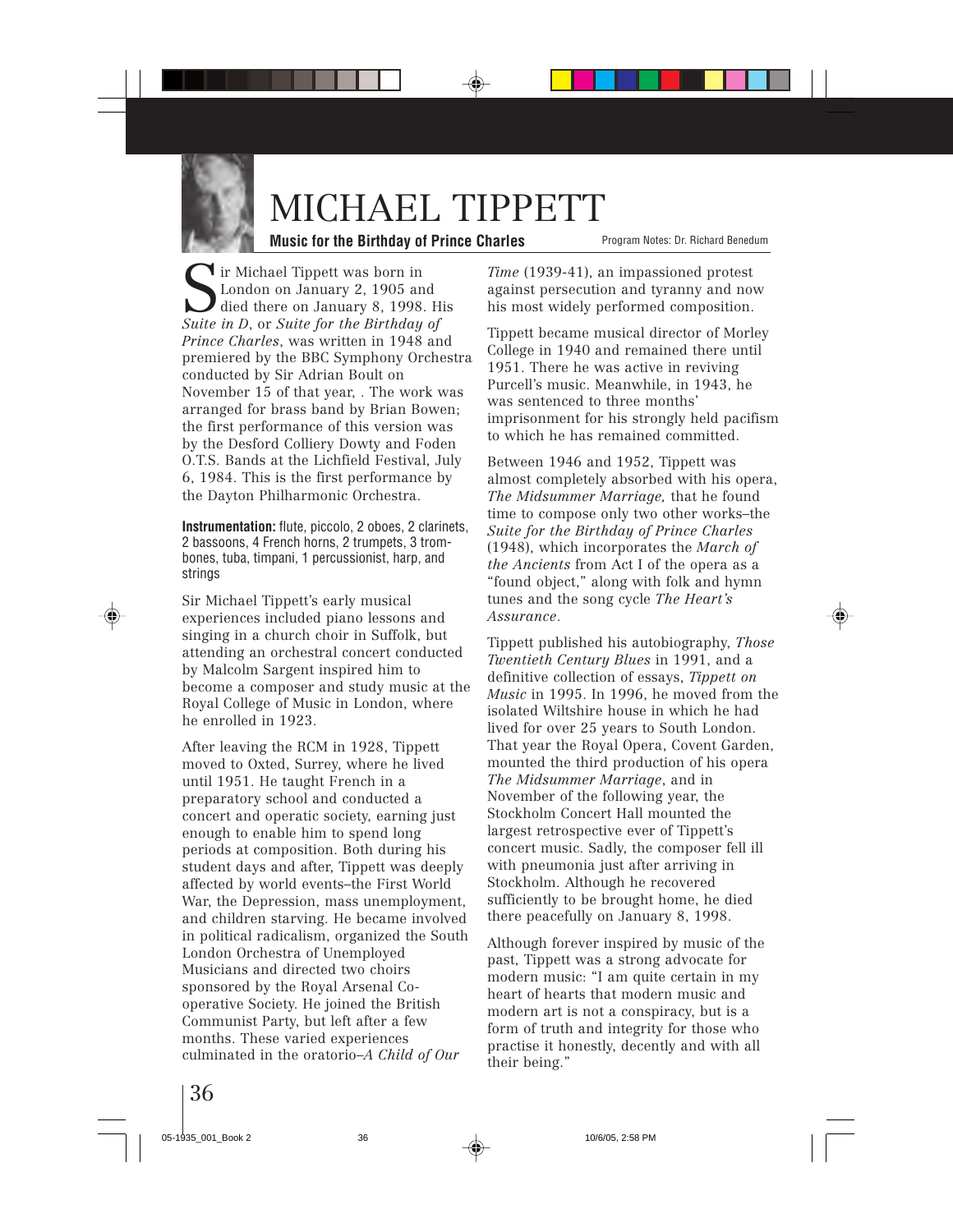# MICHAEL TIPPETT

**Music for the Birthday of Prince Charles**

Program Notes: Dr. Richard Benedum

Sir Michael Tippett was born in London on January 2, 1905 and died there on January 8, 1998. His *Suite in D*, or *Suite for the Birthday of Prince Charles*, was written in 1948 and premiered by the BBC Symphony Orchestra conducted by Sir Adrian Boult on November 15 of that year, . The work was arranged for brass band by Brian Bowen; the first performance of this version was by the Desford Colliery Dowty and Foden O.T.S. Bands at the Lichfield Festival, July 6, 1984. This is the first performance by the Dayton Philharmonic Orchestra.

**Instrumentation:** flute, piccolo, 2 oboes, 2 clarinets, 2 bassoons, 4 French horns, 2 trumpets, 3 trombones, tuba, timpani, 1 percussionist, harp, and strings

Sir Michael Tippett's early musical experiences included piano lessons and singing in a church choir in Suffolk, but attending an orchestral concert conducted by Malcolm Sargent inspired him to become a composer and study music at the Royal College of Music in London, where he enrolled in 1923.

After leaving the RCM in 1928, Tippett moved to Oxted, Surrey, where he lived until 1951. He taught French in a preparatory school and conducted a concert and operatic society, earning just enough to enable him to spend long periods at composition. Both during his student days and after, Tippett was deeply affected by world events–the First World War, the Depression, mass unemployment, and children starving. He became involved in political radicalism, organized the South London Orchestra of Unemployed Musicians and directed two choirs sponsored by the Royal Arsenal Co-operative Society. He joined the British Communist Party, but left after a few months. These varied experiences culminated in the oratorio–*A Child of Our Time* (1939-41), an impassioned protest against persecution and tyranny and now his most widely performed composition.

Tippett became musical director of Morley College in 1940 and remained there until 1951. There he was active in reviving Purcell's music. Meanwhile, in 1943, he was sentenced to three months' imprisonment for his strongly held pacifism to which he has remained committed.

Between 1946 and 1952, Tippett was almost completely absorbed with his opera, *The Midsummer Marriage,* that he found time to compose only two other works–the *Suite for the Birthday of Prince Charles* (1948), which incorporates the *March of the Ancients* from Act I of the opera as a "found object," along with folk and hymn tunes and the song cycle *The Heart's Assurance*.

Tippett published his autobiography, *Those Twentieth Century Blues* in 1991, and a definitive collection of essays, *Tippett on Music* in 1995. In 1996, he moved from the isolated Wiltshire house in which he had lived for over 25 years to South London. That year the Royal Opera, Covent Garden, mounted the third production of his opera *The Midsummer Marriage*, and in November of the following year, the Stockholm Concert Hall mounted the largest retrospective ever of Tippett's concert music. Sadly, the composer fell ill with pneumonia just after arriving in Stockholm. Although he recovered sufficiently to be brought home, he died there peacefully on January 8, 1998.

Although forever inspired by music of the past, Tippett was a strong advocate for modern music: "I am quite certain in my heart of hearts that modern music and modern art is not a conspiracy, but is a form of truth and integrity for those who practise it honestly, decently and with all their being."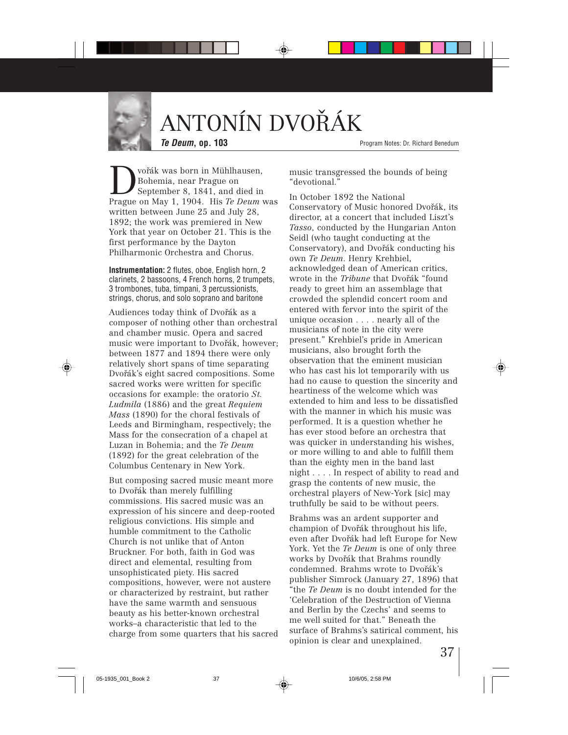# ANTONÍN DVOŘÁK

***Te Deum*, op. 103**

Program Notes: Dr. Richard Benedum

Dvořák was born in Mühlhausen, Bohemia, near Prague on September 8, 1841, and died in Prague on May 1, 1904. His *Te Deum* was written between June 25 and July 28, 1892; the work was premiered in New York that year on October 21. This is the first performance by the Dayton Philharmonic Orchestra and Chorus.

**Instrumentation:** 2 flutes, oboe, English horn, 2 clarinets, 2 bassoons, 4 French horns, 2 trumpets, 3 trombones, tuba, timpani, 3 percussionists, strings, chorus, and solo soprano and baritone

Audiences today think of Dvořák as a composer of nothing other than orchestral and chamber music. Opera and sacred music were important to Dvořák, however; between 1877 and 1894 there were only relatively short spans of time separating Dvořák's eight sacred compositions. Some sacred works were written for specific occasions for example: the oratorio *St. Ludmila* (1886) and the great *Requiem Mass* (1890) for the choral festivals of Leeds and Birmingham, respectively; the Mass for the consecration of a chapel at Luzan in Bohemia; and the *Te Deum* (1892) for the great celebration of the Columbus Centenary in New York.

But composing sacred music meant more to Dvořák than merely fulfilling commissions. His sacred music was an expression of his sincere and deep-rooted religious convictions. His simple and humble commitment to the Catholic Church is not unlike that of Anton Bruckner. For both, faith in God was direct and elemental, resulting from unsophisticated piety. His sacred compositions, however, were not austere or characterized by restraint, but rather have the same warmth and sensuous beauty as his better-known orchestral works–a characteristic that led to the charge from some quarters that his sacred music transgressed the bounds of being "devotional."

In October 1892 the National Conservatory of Music honored Dvořák, its director, at a concert that included Liszt's *Tasso*, conducted by the Hungarian Anton Seidl (who taught conducting at the Conservatory), and Dvořák conducting his own *Te Deum*. Henry Krehbiel, acknowledged dean of American critics, wrote in the *Tribune* that Dvořák "found ready to greet him an assemblage that crowded the splendid concert room and entered with fervor into the spirit of the unique occasion . . . . nearly all of the musicians of note in the city were present." Krehbiel's pride in American musicians, also brought forth the observation that the eminent musician who has cast his lot temporarily with us had no cause to question the sincerity and heartiness of the welcome which was extended to him and less to be dissatisfied with the manner in which his music was performed. It is a question whether he has ever stood before an orchestra that was quicker in understanding his wishes, or more willing to and able to fulfill them than the eighty men in the band last night . . . . In respect of ability to read and grasp the contents of new music, the orchestral players of New-York [sic] may truthfully be said to be without peers.

Brahms was an ardent supporter and champion of Dvořák throughout his life, even after Dvořák had left Europe for New York. Yet the *Te Deum* is one of only three works by Dvořák that Brahms roundly condemned. Brahms wrote to Dvořák's publisher Simrock (January 27, 1896) that "the *Te Deum* is no doubt intended for the 'Celebration of the Destruction of Vienna and Berlin by the Czechs' and seems to me well suited for that." Beneath the surface of Brahms's satirical comment, his opinion is clear and unexplained.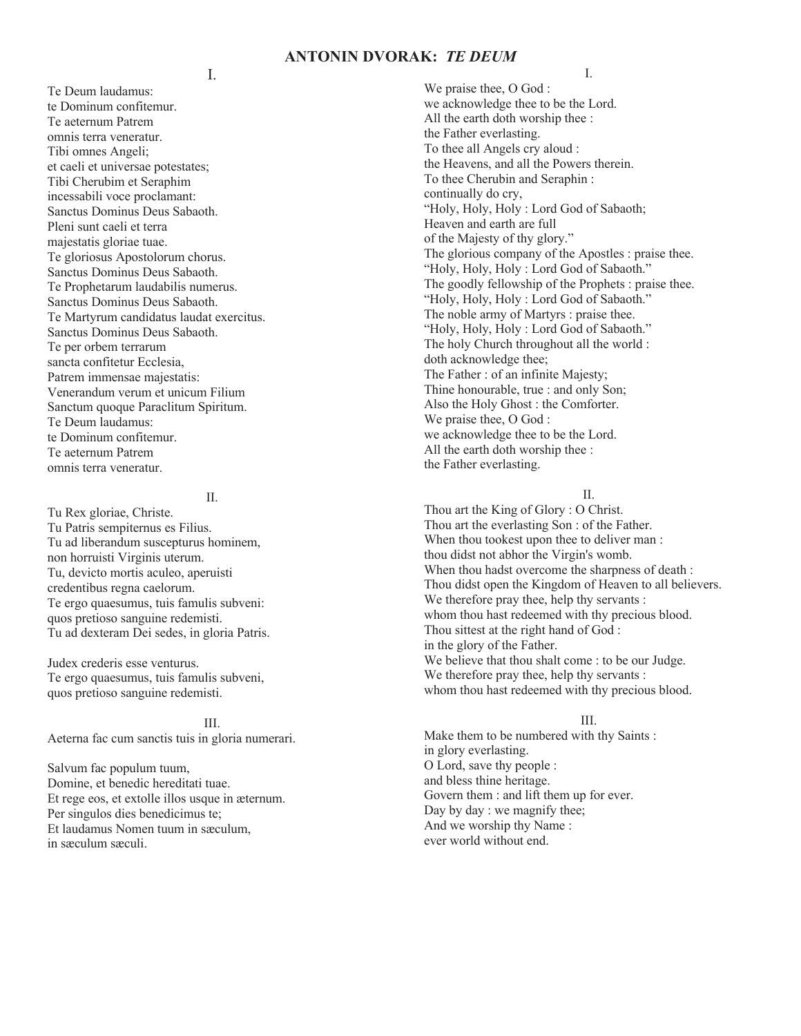# ANTONIN DVORAK: *TE DEUM*

## I.

Te Deum laudamus:
te Dominum confitemur.
Te aeternum Patrem
omnis terra veneratur.
Tibi omnes Angeli;
et caeli et universae potestates;
Tibi Cherubim et Seraphim
incessabili voce proclamant:
Sanctus Dominus Deus Sabaoth.
Pleni sunt caeli et terra
majestatis gloriae tuae.
Te gloriosus Apostolorum chorus.
Sanctus Dominus Deus Sabaoth.
Te Prophetarum laudabilis numerus.
Sanctus Dominus Deus Sabaoth.
Te Martyrum candidatus laudat exercitus.
Sanctus Dominus Deus Sabaoth.
Te per orbem terrarum
sancta confitetur Ecclesia,
Patrem immensae majestatis:
Venerandum verum et unicum Filium
Sanctum quoque Paraclitum Spiritum.
Te Deum laudamus:
te Dominum confitemur.
Te aeternum Patrem
omnis terra veneratur.

## II.

Tu Rex gloriae, Christe.
Tu Patris sempiternus es Filius.
Tu ad liberandum suscepturus hominem,
non horruisti Virginis uterum.
Tu, devicto mortis aculeo, aperuisti
credentibus regna caelorum.
Te ergo quaesumus, tuis famulis subveni:
quos pretioso sanguine redemisti.
Tu ad dexteram Dei sedes, in gloria Patris.

Judex crederis esse venturus.
Te ergo quaesumus, tuis famulis subveni,
quos pretioso sanguine redemisti.

## III.

Aeterna fac cum sanctis tuis in gloria numerari.

Salvum fac populum tuum,
Domine, et benedic hereditati tuae.
Et rege eos, et extolle illos usque in æternum.
Per singulos dies benedicimus te;
Et laudamus Nomen tuum in sæculum,
in sæculum sæculi.

## I.

We praise thee, O God :
we acknowledge thee to be the Lord.
All the earth doth worship thee :
the Father everlasting.
To thee all Angels cry aloud :
the Heavens, and all the Powers therein.
To thee Cherubin and Seraphin :
continually do cry,
"Holy, Holy, Holy : Lord God of Sabaoth;
Heaven and earth are full
of the Majesty of thy glory."
The glorious company of the Apostles : praise thee.
"Holy, Holy, Holy : Lord God of Sabaoth."
The goodly fellowship of the Prophets : praise thee.
"Holy, Holy, Holy : Lord God of Sabaoth."
The noble army of Martyrs : praise thee.
"Holy, Holy, Holy : Lord God of Sabaoth."
The holy Church throughout all the world :
doth acknowledge thee;
The Father : of an infinite Majesty;
Thine honourable, true : and only Son;
Also the Holy Ghost : the Comforter.
We praise thee, O God :
we acknowledge thee to be the Lord.
All the earth doth worship thee :
the Father everlasting.

## II.

Thou art the King of Glory : O Christ.
Thou art the everlasting Son : of the Father.
When thou tookest upon thee to deliver man :
thou didst not abhor the Virgin's womb.
When thou hadst overcome the sharpness of death :
Thou didst open the Kingdom of Heaven to all believers.
We therefore pray thee, help thy servants :
whom thou hast redeemed with thy precious blood.
Thou sittest at the right hand of God :
in the glory of the Father.
We believe that thou shalt come : to be our Judge.
We therefore pray thee, help thy servants :
whom thou hast redeemed with thy precious blood.

## III.

Make them to be numbered with thy Saints :
in glory everlasting.
O Lord, save thy people :
and bless thine heritage.
Govern them : and lift them up for ever.
Day by day : we magnify thee;
And we worship thy Name :
ever world without end.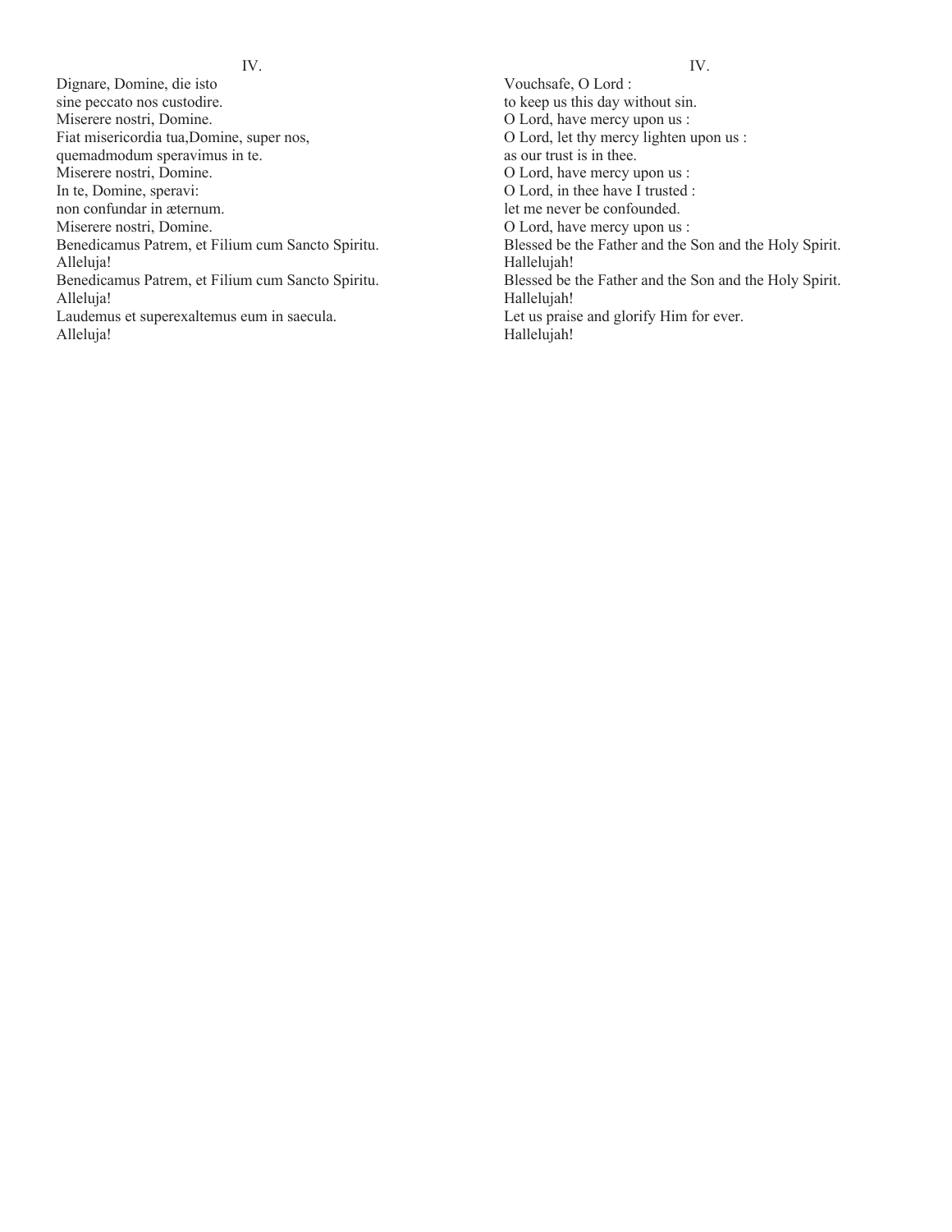IV.

Dignare, Domine, die isto
sine peccato nos custodire.
Miserere nostri, Domine.
Fiat misericordia tua,Domine, super nos,
quemadmodum speravimus in te.
Miserere nostri, Domine.
In te, Domine, speravi:
non confundar in æternum.
Miserere nostri, Domine.
Benedicamus Patrem, et Filium cum Sancto Spiritu.
Alleluja!
Benedicamus Patrem, et Filium cum Sancto Spiritu.
Alleluja!
Laudemus et superexaltemus eum in saecula.
Alleluja!

IV.

Vouchsafe, O Lord :
to keep us this day without sin.
O Lord, have mercy upon us :
O Lord, let thy mercy lighten upon us :
as our trust is in thee.
O Lord, have mercy upon us :
O Lord, in thee have I trusted :
let me never be confounded.
O Lord, have mercy upon us :
Blessed be the Father and the Son and the Holy Spirit.
Hallelujah!
Blessed be the Father and the Son and the Holy Spirit.
Hallelujah!
Let us praise and glorify Him for ever.
Hallelujah!